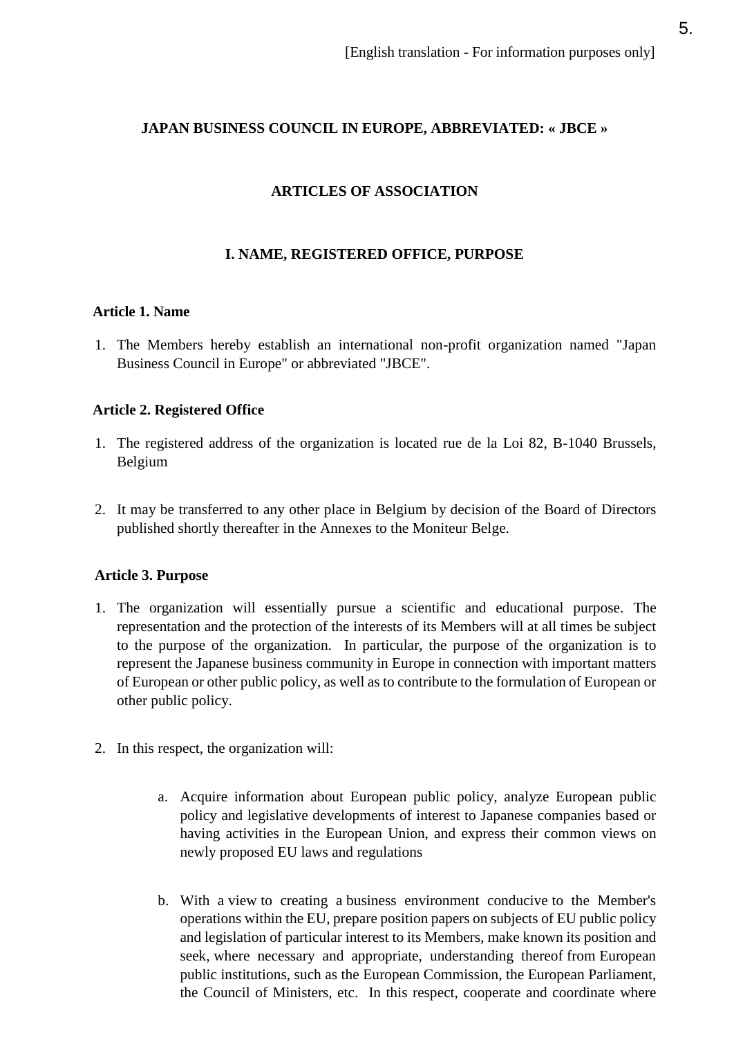[English translation - For information purposes only]

# JAPAN BUSINESS COUNCIL IN EUROPE, ABBREVIATED: « JBCE »

# ARTICLES OF ASSOCIATION

## I. NAME, REGISTERED OFFICE, PURPOSE

### Article 1. Name

1. The Members hereby establish an international non-profit organization named "Japan Business Council in Europe" or abbreviated "JBCE".

### Article 2. Registered Office

1. The registered address of the organization is located rue de la Loi 82, B-1040 Brussels, Belgium

2. It may be transferred to any other place in Belgium by decision of the Board of Directors published shortly thereafter in the Annexes to the Moniteur Belge.

### Article 3. Purpose

1. The organization will essentially pursue a scientific and educational purpose. The representation and the protection of the interests of its Members will at all times be subject to the purpose of the organization. In particular, the purpose of the organization is to represent the Japanese business community in Europe in connection with important matters of European or other public policy, as well as to contribute to the formulation of European or other public policy.

2. In this respect, the organization will:

   a. Acquire information about European public policy, analyze European public policy and legislative developments of interest to Japanese companies based or having activities in the European Union, and express their common views on newly proposed EU laws and regulations

   b. With a view to creating a business environment conducive to the Member's operations within the EU, prepare position papers on subjects of EU public policy and legislation of particular interest to its Members, make known its position and seek, where necessary and appropriate, understanding thereof from European public institutions, such as the European Commission, the European Parliament, the Council of Ministers, etc. In this respect, cooperate and coordinate where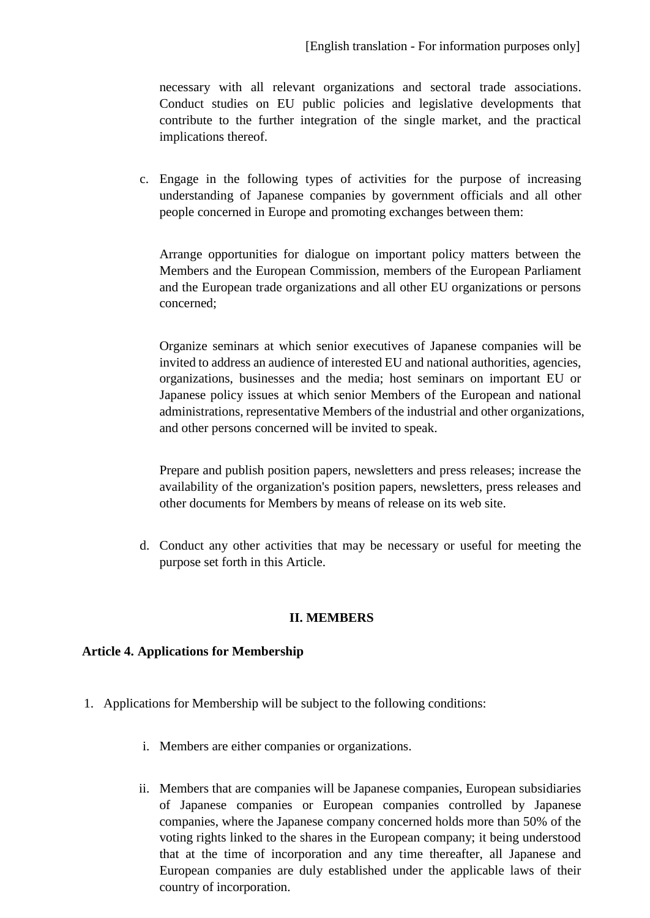necessary with all relevant organizations and sectoral trade associations. Conduct studies on EU public policies and legislative developments that contribute to the further integration of the single market, and the practical implications thereof.

c. Engage in the following types of activities for the purpose of increasing understanding of Japanese companies by government officials and all other people concerned in Europe and promoting exchanges between them:

   Arrange opportunities for dialogue on important policy matters between the Members and the European Commission, members of the European Parliament and the European trade organizations and all other EU organizations or persons concerned;

   Organize seminars at which senior executives of Japanese companies will be invited to address an audience of interested EU and national authorities, agencies, organizations, businesses and the media; host seminars on important EU or Japanese policy issues at which senior Members of the European and national administrations, representative Members of the industrial and other organizations, and other persons concerned will be invited to speak.

   Prepare and publish position papers, newsletters and press releases; increase the availability of the organization's position papers, newsletters, press releases and other documents for Members by means of release on its web site.

d. Conduct any other activities that may be necessary or useful for meeting the purpose set forth in this Article.

## II. MEMBERS

### Article 4. Applications for Membership

1. Applications for Membership will be subject to the following conditions:

   i. Members are either companies or organizations.

   ii. Members that are companies will be Japanese companies, European subsidiaries of Japanese companies or European companies controlled by Japanese companies, where the Japanese company concerned holds more than 50% of the voting rights linked to the shares in the European company; it being understood that at the time of incorporation and any time thereafter, all Japanese and European companies are duly established under the applicable laws of their country of incorporation.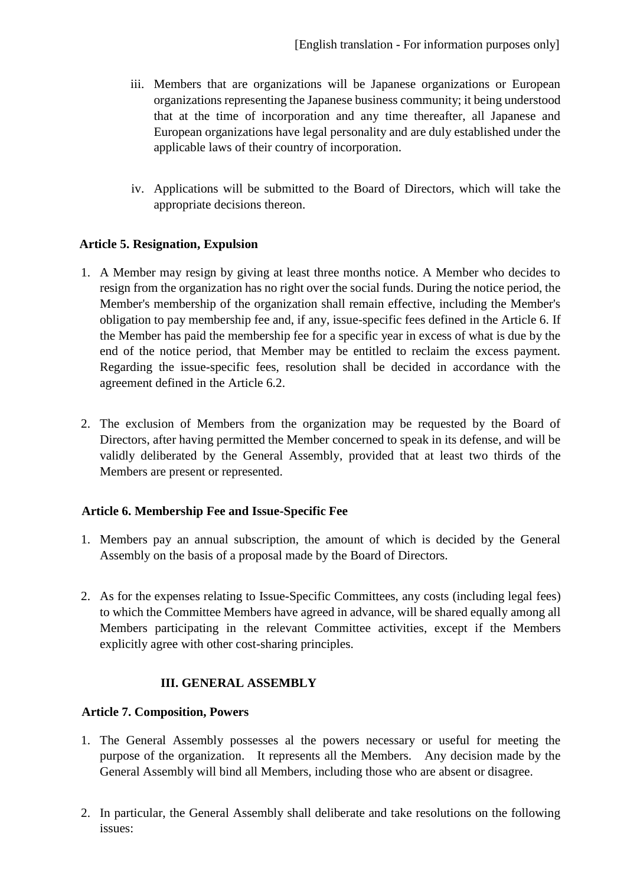[English translation - For information purposes only]

iii. Members that are organizations will be Japanese organizations or European organizations representing the Japanese business community; it being understood that at the time of incorporation and any time thereafter, all Japanese and European organizations have legal personality and are duly established under the applicable laws of their country of incorporation.

iv. Applications will be submitted to the Board of Directors, which will take the appropriate decisions thereon.

**Article 5. Resignation, Expulsion**

1. A Member may resign by giving at least three months notice. A Member who decides to resign from the organization has no right over the social funds. During the notice period, the Member's membership of the organization shall remain effective, including the Member's obligation to pay membership fee and, if any, issue-specific fees defined in the Article 6. If the Member has paid the membership fee for a specific year in excess of what is due by the end of the notice period, that Member may be entitled to reclaim the excess payment. Regarding the issue-specific fees, resolution shall be decided in accordance with the agreement defined in the Article 6.2.

2. The exclusion of Members from the organization may be requested by the Board of Directors, after having permitted the Member concerned to speak in its defense, and will be validly deliberated by the General Assembly, provided that at least two thirds of the Members are present or represented.

**Article 6. Membership Fee and Issue-Specific Fee**

1. Members pay an annual subscription, the amount of which is decided by the General Assembly on the basis of a proposal made by the Board of Directors.

2. As for the expenses relating to Issue-Specific Committees, any costs (including legal fees) to which the Committee Members have agreed in advance, will be shared equally among all Members participating in the relevant Committee activities, except if the Members explicitly agree with other cost-sharing principles.

## III. GENERAL ASSEMBLY

**Article 7. Composition, Powers**

1. The General Assembly possesses al the powers necessary or useful for meeting the purpose of the organization. It represents all the Members. Any decision made by the General Assembly will bind all Members, including those who are absent or disagree.

2. In particular, the General Assembly shall deliberate and take resolutions on the following issues: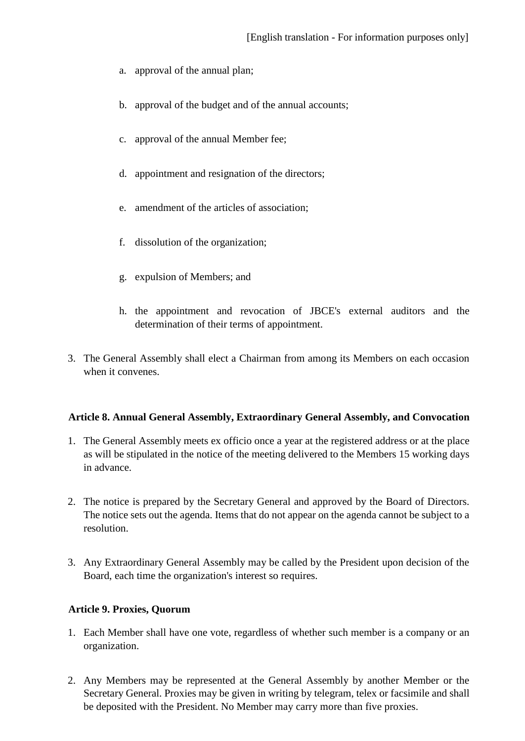a. approval of the annual plan;

b. approval of the budget and of the annual accounts;

c. approval of the annual Member fee;

d. appointment and resignation of the directors;

e. amendment of the articles of association;

f. dissolution of the organization;

g. expulsion of Members; and

h. the appointment and revocation of JBCE's external auditors and the determination of their terms of appointment.

3. The General Assembly shall elect a Chairman from among its Members on each occasion when it convenes.

**Article 8. Annual General Assembly, Extraordinary General Assembly, and Convocation**

1. The General Assembly meets ex officio once a year at the registered address or at the place as will be stipulated in the notice of the meeting delivered to the Members 15 working days in advance.

2. The notice is prepared by the Secretary General and approved by the Board of Directors. The notice sets out the agenda. Items that do not appear on the agenda cannot be subject to a resolution.

3. Any Extraordinary General Assembly may be called by the President upon decision of the Board, each time the organization's interest so requires.

**Article 9. Proxies, Quorum**

1. Each Member shall have one vote, regardless of whether such member is a company or an organization.

2. Any Members may be represented at the General Assembly by another Member or the Secretary General. Proxies may be given in writing by telegram, telex or facsimile and shall be deposited with the President. No Member may carry more than five proxies.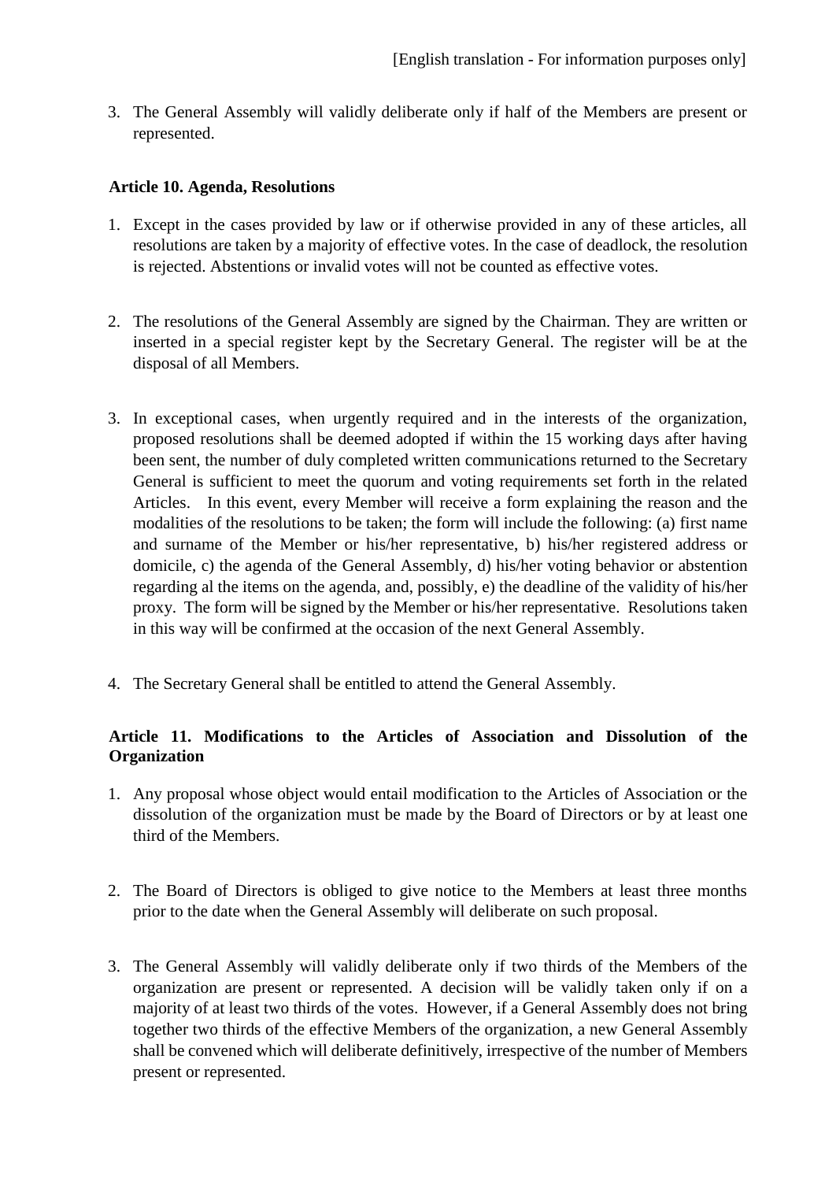[English translation - For information purposes only]

3. The General Assembly will validly deliberate only if half of the Members are present or represented.

**Article 10. Agenda, Resolutions**

1. Except in the cases provided by law or if otherwise provided in any of these articles, all resolutions are taken by a majority of effective votes. In the case of deadlock, the resolution is rejected. Abstentions or invalid votes will not be counted as effective votes.

2. The resolutions of the General Assembly are signed by the Chairman. They are written or inserted in a special register kept by the Secretary General. The register will be at the disposal of all Members.

3. In exceptional cases, when urgently required and in the interests of the organization, proposed resolutions shall be deemed adopted if within the 15 working days after having been sent, the number of duly completed written communications returned to the Secretary General is sufficient to meet the quorum and voting requirements set forth in the related Articles. In this event, every Member will receive a form explaining the reason and the modalities of the resolutions to be taken; the form will include the following: (a) first name and surname of the Member or his/her representative, b) his/her registered address or domicile, c) the agenda of the General Assembly, d) his/her voting behavior or abstention regarding al the items on the agenda, and, possibly, e) the deadline of the validity of his/her proxy. The form will be signed by the Member or his/her representative. Resolutions taken in this way will be confirmed at the occasion of the next General Assembly.

4. The Secretary General shall be entitled to attend the General Assembly.

**Article 11. Modifications to the Articles of Association and Dissolution of the Organization**

1. Any proposal whose object would entail modification to the Articles of Association or the dissolution of the organization must be made by the Board of Directors or by at least one third of the Members.

2. The Board of Directors is obliged to give notice to the Members at least three months prior to the date when the General Assembly will deliberate on such proposal.

3. The General Assembly will validly deliberate only if two thirds of the Members of the organization are present or represented. A decision will be validly taken only if on a majority of at least two thirds of the votes. However, if a General Assembly does not bring together two thirds of the effective Members of the organization, a new General Assembly shall be convened which will deliberate definitively, irrespective of the number of Members present or represented.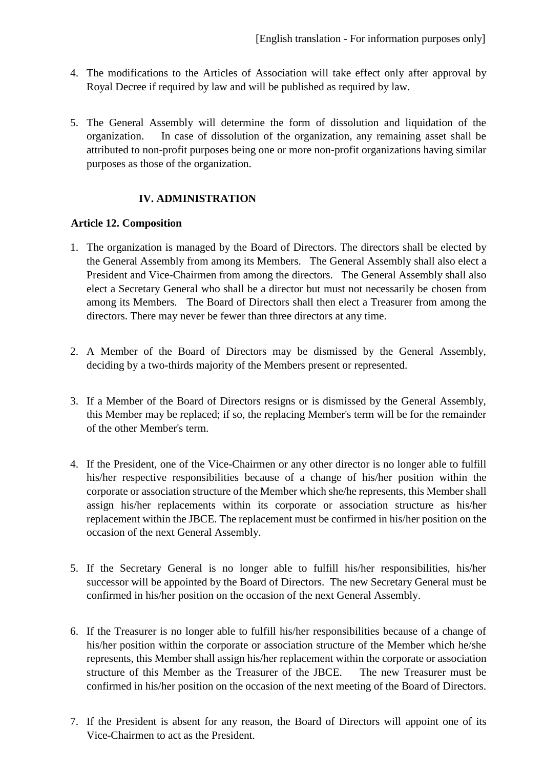4. The modifications to the Articles of Association will take effect only after approval by Royal Decree if required by law and will be published as required by law.

5. The General Assembly will determine the form of dissolution and liquidation of the organization. In case of dissolution of the organization, any remaining asset shall be attributed to non-profit purposes being one or more non-profit organizations having similar purposes as those of the organization.

## IV. ADMINISTRATION

**Article 12. Composition**

1. The organization is managed by the Board of Directors. The directors shall be elected by the General Assembly from among its Members. The General Assembly shall also elect a President and Vice-Chairmen from among the directors. The General Assembly shall also elect a Secretary General who shall be a director but must not necessarily be chosen from among its Members. The Board of Directors shall then elect a Treasurer from among the directors. There may never be fewer than three directors at any time.

2. A Member of the Board of Directors may be dismissed by the General Assembly, deciding by a two-thirds majority of the Members present or represented.

3. If a Member of the Board of Directors resigns or is dismissed by the General Assembly, this Member may be replaced; if so, the replacing Member's term will be for the remainder of the other Member's term.

4. If the President, one of the Vice-Chairmen or any other director is no longer able to fulfill his/her respective responsibilities because of a change of his/her position within the corporate or association structure of the Member which she/he represents, this Member shall assign his/her replacements within its corporate or association structure as his/her replacement within the JBCE. The replacement must be confirmed in his/her position on the occasion of the next General Assembly.

5. If the Secretary General is no longer able to fulfill his/her responsibilities, his/her successor will be appointed by the Board of Directors. The new Secretary General must be confirmed in his/her position on the occasion of the next General Assembly.

6. If the Treasurer is no longer able to fulfill his/her responsibilities because of a change of his/her position within the corporate or association structure of the Member which he/she represents, this Member shall assign his/her replacement within the corporate or association structure of this Member as the Treasurer of the JBCE. The new Treasurer must be confirmed in his/her position on the occasion of the next meeting of the Board of Directors.

7. If the President is absent for any reason, the Board of Directors will appoint one of its Vice-Chairmen to act as the President.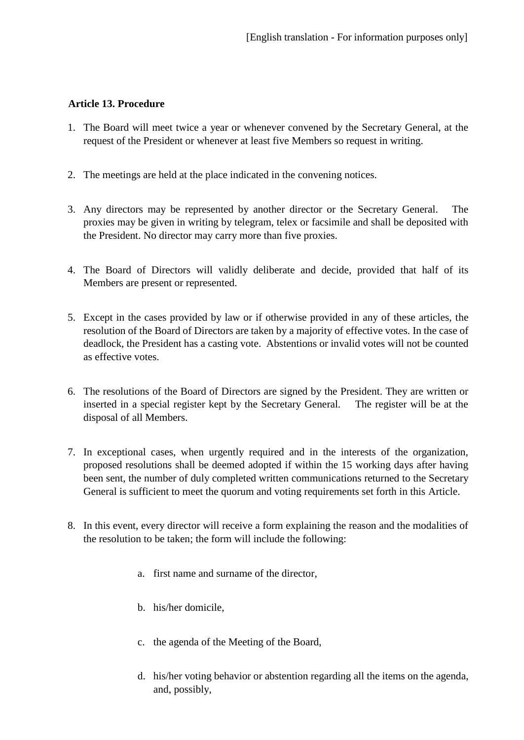[English translation - For information purposes only]

**Article 13. Procedure**

1. The Board will meet twice a year or whenever convened by the Secretary General, at the request of the President or whenever at least five Members so request in writing.

2. The meetings are held at the place indicated in the convening notices.

3. Any directors may be represented by another director or the Secretary General. The proxies may be given in writing by telegram, telex or facsimile and shall be deposited with the President. No director may carry more than five proxies.

4. The Board of Directors will validly deliberate and decide, provided that half of its Members are present or represented.

5. Except in the cases provided by law or if otherwise provided in any of these articles, the resolution of the Board of Directors are taken by a majority of effective votes. In the case of deadlock, the President has a casting vote. Abstentions or invalid votes will not be counted as effective votes.

6. The resolutions of the Board of Directors are signed by the President. They are written or inserted in a special register kept by the Secretary General. The register will be at the disposal of all Members.

7. In exceptional cases, when urgently required and in the interests of the organization, proposed resolutions shall be deemed adopted if within the 15 working days after having been sent, the number of duly completed written communications returned to the Secretary General is sufficient to meet the quorum and voting requirements set forth in this Article.

8. In this event, every director will receive a form explaining the reason and the modalities of the resolution to be taken; the form will include the following:

   a. first name and surname of the director,

   b. his/her domicile,

   c. the agenda of the Meeting of the Board,

   d. his/her voting behavior or abstention regarding all the items on the agenda, and, possibly,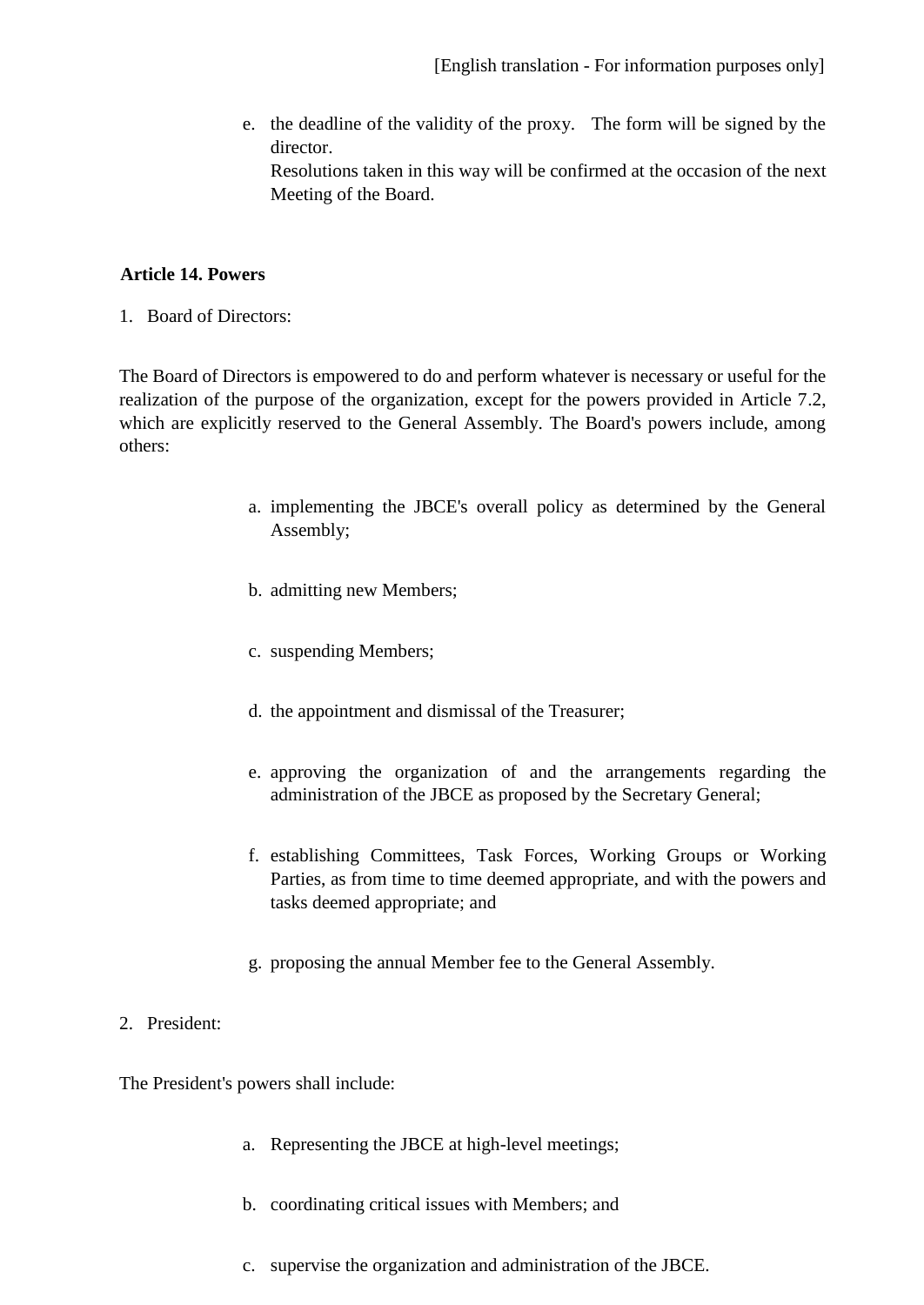e. the deadline of the validity of the proxy. The form will be signed by the director.
   Resolutions taken in this way will be confirmed at the occasion of the next Meeting of the Board.

**Article 14. Powers**

1. Board of Directors:

The Board of Directors is empowered to do and perform whatever is necessary or useful for the realization of the purpose of the organization, except for the powers provided in Article 7.2, which are explicitly reserved to the General Assembly. The Board's powers include, among others:

a. implementing the JBCE's overall policy as determined by the General Assembly;

b. admitting new Members;

c. suspending Members;

d. the appointment and dismissal of the Treasurer;

e. approving the organization of and the arrangements regarding the administration of the JBCE as proposed by the Secretary General;

f. establishing Committees, Task Forces, Working Groups or Working Parties, as from time to time deemed appropriate, and with the powers and tasks deemed appropriate; and

g. proposing the annual Member fee to the General Assembly.

2. President:

The President's powers shall include:

a. Representing the JBCE at high-level meetings;

b. coordinating critical issues with Members; and

c. supervise the organization and administration of the JBCE.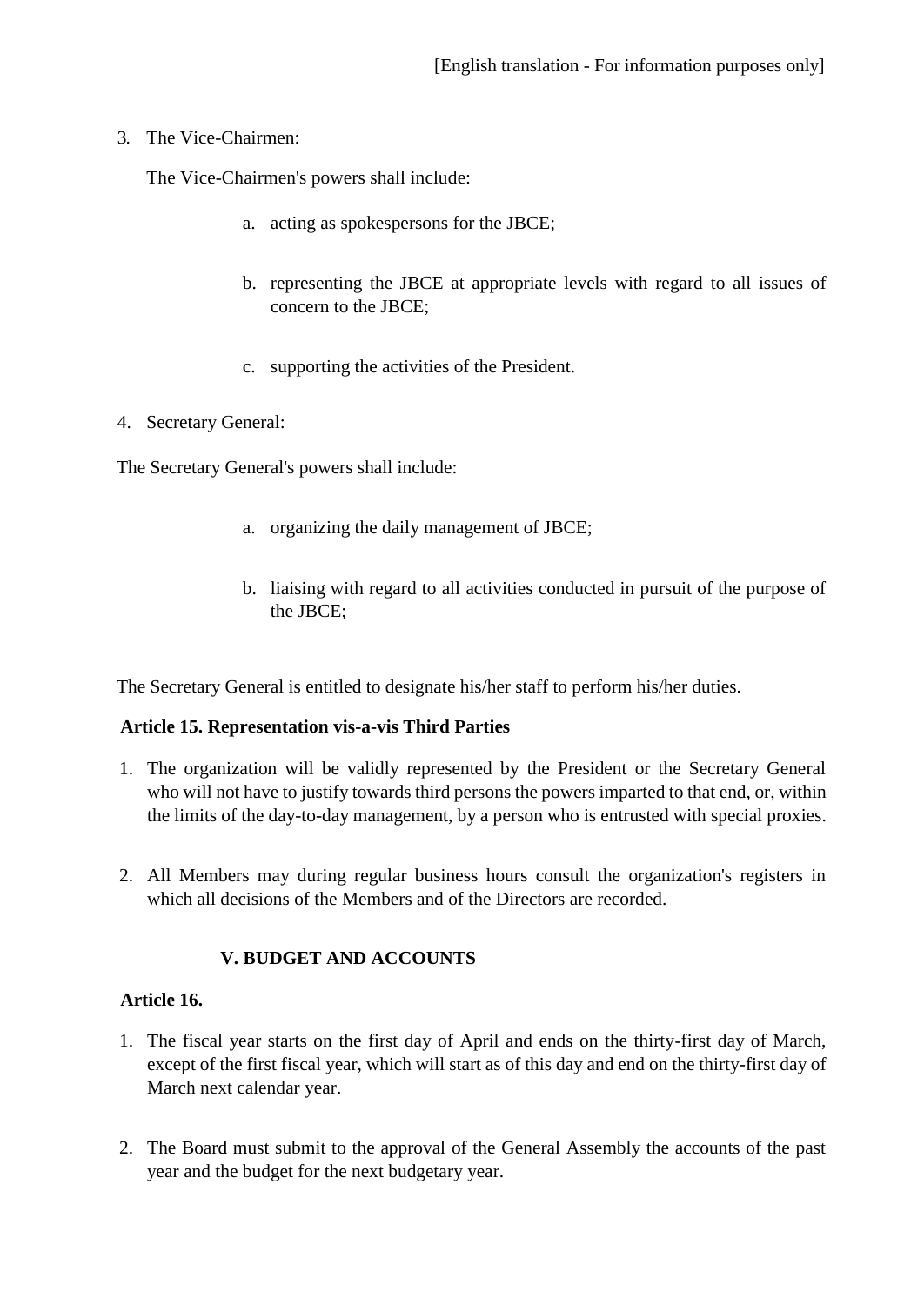[English translation - For information purposes only]

3. The Vice-Chairmen:

   The Vice-Chairmen's powers shall include:

   a. acting as spokespersons for the JBCE;

   b. representing the JBCE at appropriate levels with regard to all issues of concern to the JBCE;

   c. supporting the activities of the President.

4. Secretary General:

The Secretary General's powers shall include:

   a. organizing the daily management of JBCE;

   b. liaising with regard to all activities conducted in pursuit of the purpose of the JBCE;

The Secretary General is entitled to designate his/her staff to perform his/her duties.

**Article 15. Representation vis-a-vis Third Parties**

1. The organization will be validly represented by the President or the Secretary General who will not have to justify towards third persons the powers imparted to that end, or, within the limits of the day-to-day management, by a person who is entrusted with special proxies.

2. All Members may during regular business hours consult the organization's registers in which all decisions of the Members and of the Directors are recorded.

## V. BUDGET AND ACCOUNTS

**Article 16.**

1. The fiscal year starts on the first day of April and ends on the thirty-first day of March, except of the first fiscal year, which will start as of this day and end on the thirty-first day of March next calendar year.

2. The Board must submit to the approval of the General Assembly the accounts of the past year and the budget for the next budgetary year.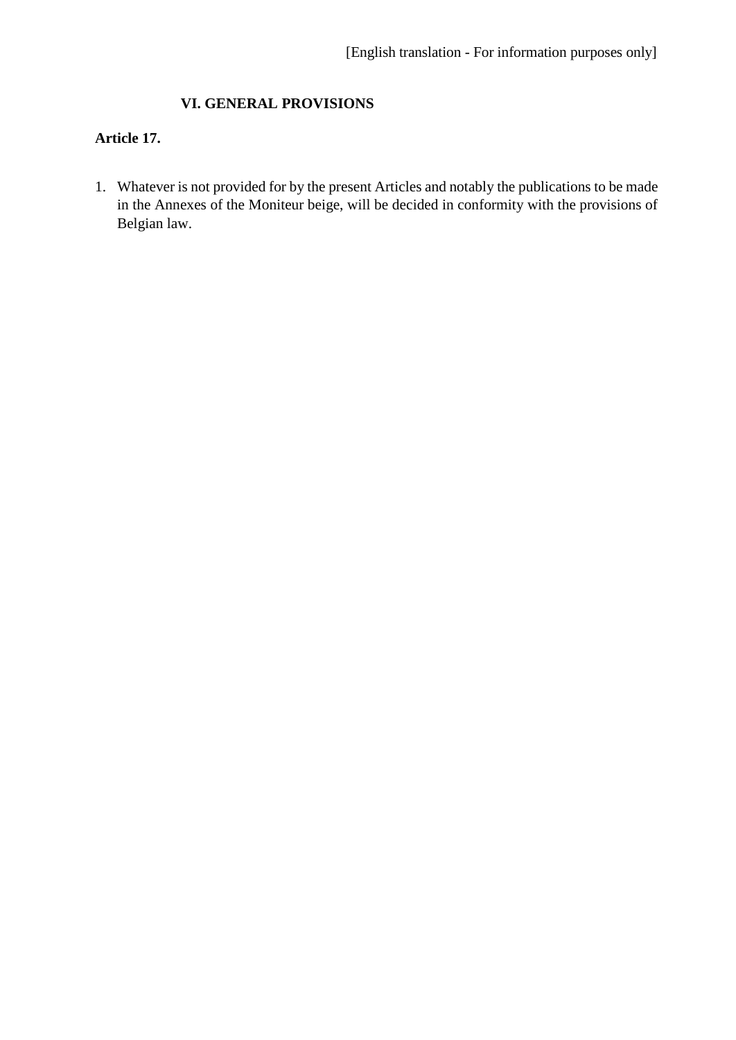[English translation - For information purposes only]

## VI. GENERAL PROVISIONS

**Article 17.**

1. Whatever is not provided for by the present Articles and notably the publications to be made in the Annexes of the Moniteur beige, will be decided in conformity with the provisions of Belgian law.